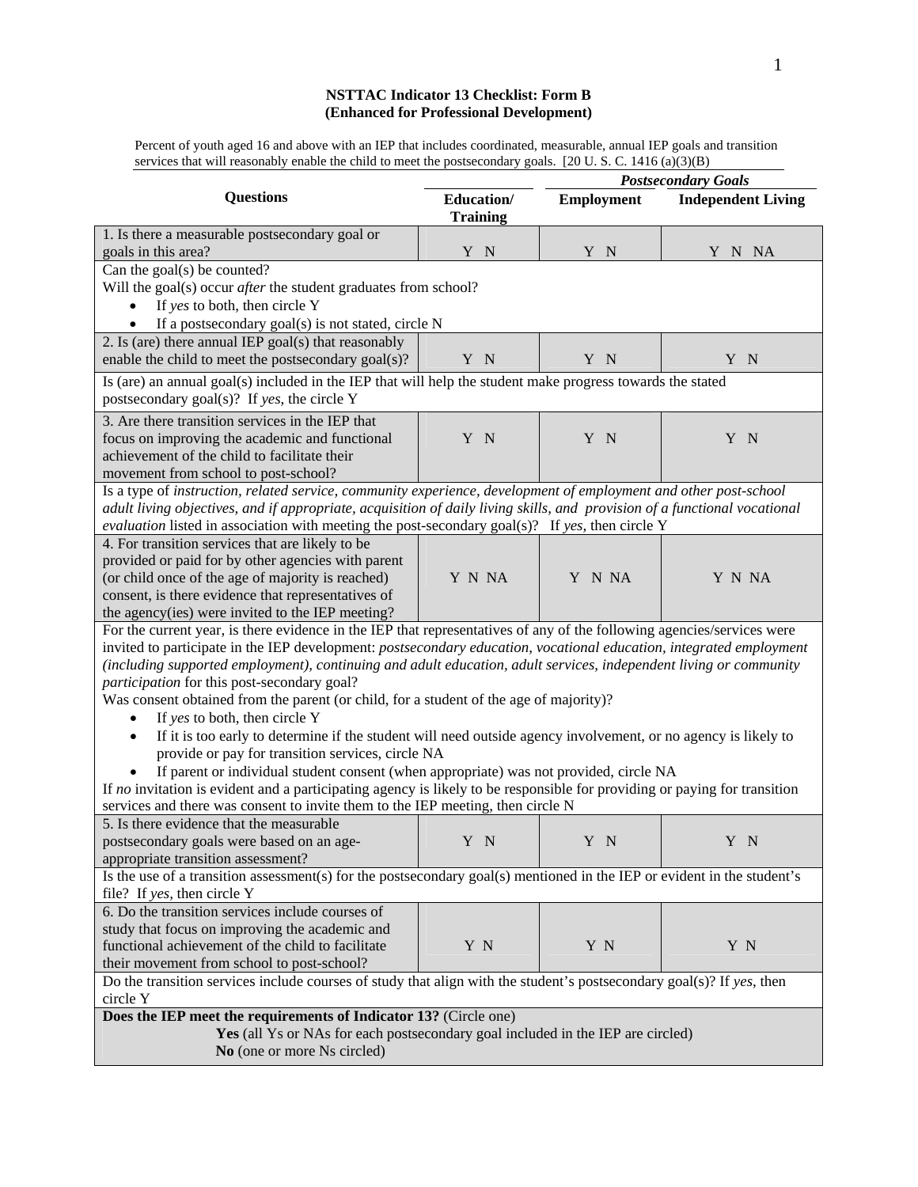# NSTTAC Indicator 13 Checklist: Form B
## (Enhanced for Professional Development)

Percent of youth aged 16 and above with an IEP that includes coordinated, measurable, annual IEP goals and transition services that will reasonably enable the child to meet the postsecondary goals. [20 U. S. C. 1416 (a)(3)(B)

| Questions | *Postsecondary Goals* | | |
|---|---|---|---|
| | **Education/ Training** | **Employment** | **Independent Living** |
| 1. Is there a measurable postsecondary goal or goals in this area? | Y N | Y N | Y N NA |
| Can the goal(s) be counted?<br>Will the goal(s) occur *after* the student graduates from school?<br>• If *yes* to both, then circle Y<br>• If a postsecondary goal(s) is not stated, circle N | | | |
| 2. Is (are) there annual IEP goal(s) that reasonably enable the child to meet the postsecondary goal(s)? | Y N | Y N | Y N |
| Is (are) an annual goal(s) included in the IEP that will help the student make progress towards the stated postsecondary goal(s)? If *yes*, the circle Y | | | |
| 3. Are there transition services in the IEP that focus on improving the academic and functional achievement of the child to facilitate their movement from school to post-school? | Y N | Y N | Y N |
| Is a type of *instruction, related service, community experience, development of employment and other post-school adult living objectives, and if appropriate, acquisition of daily living skills, and provision of a functional vocational evaluation* listed in association with meeting the post-secondary goal(s)? If *yes*, then circle Y | | | |
| 4. For transition services that are likely to be provided or paid for by other agencies with parent (or child once of the age of majority is reached) consent, is there evidence that representatives of the agency(ies) were invited to the IEP meeting? | Y N NA | Y N NA | Y N NA |
| For the current year, is there evidence in the IEP that representatives of any of the following agencies/services were invited to participate in the IEP development: *postsecondary education, vocational education, integrated employment (including supported employment), continuing and adult education, adult services, independent living or community participation* for this post-secondary goal?<br>Was consent obtained from the parent (or child, for a student of the age of majority)?<br>• If *yes* to both, then circle Y<br>• If it is too early to determine if the student will need outside agency involvement, or no agency is likely to provide or pay for transition services, circle NA<br>• If parent or individual student consent (when appropriate) was not provided, circle NA<br>If *no* invitation is evident and a participating agency is likely to be responsible for providing or paying for transition services and there was consent to invite them to the IEP meeting, then circle N | | | |
| 5. Is there evidence that the measurable postsecondary goals were based on an age-appropriate transition assessment? | Y N | Y N | Y N |
| Is the use of a transition assessment(s) for the postsecondary goal(s) mentioned in the IEP or evident in the student's file? If *yes*, then circle Y | | | |
| 6. Do the transition services include courses of study that focus on improving the academic and functional achievement of the child to facilitate their movement from school to post-school? | Y N | Y N | Y N |
| Do the transition services include courses of study that align with the student's postsecondary goal(s)? If *yes*, then circle Y | | | |
| **Does the IEP meet the requirements of Indicator 13?** (Circle one)<br>**Yes** (all Ys or NAs for each postsecondary goal included in the IEP are circled)<br>**No** (one or more Ns circled) | | | |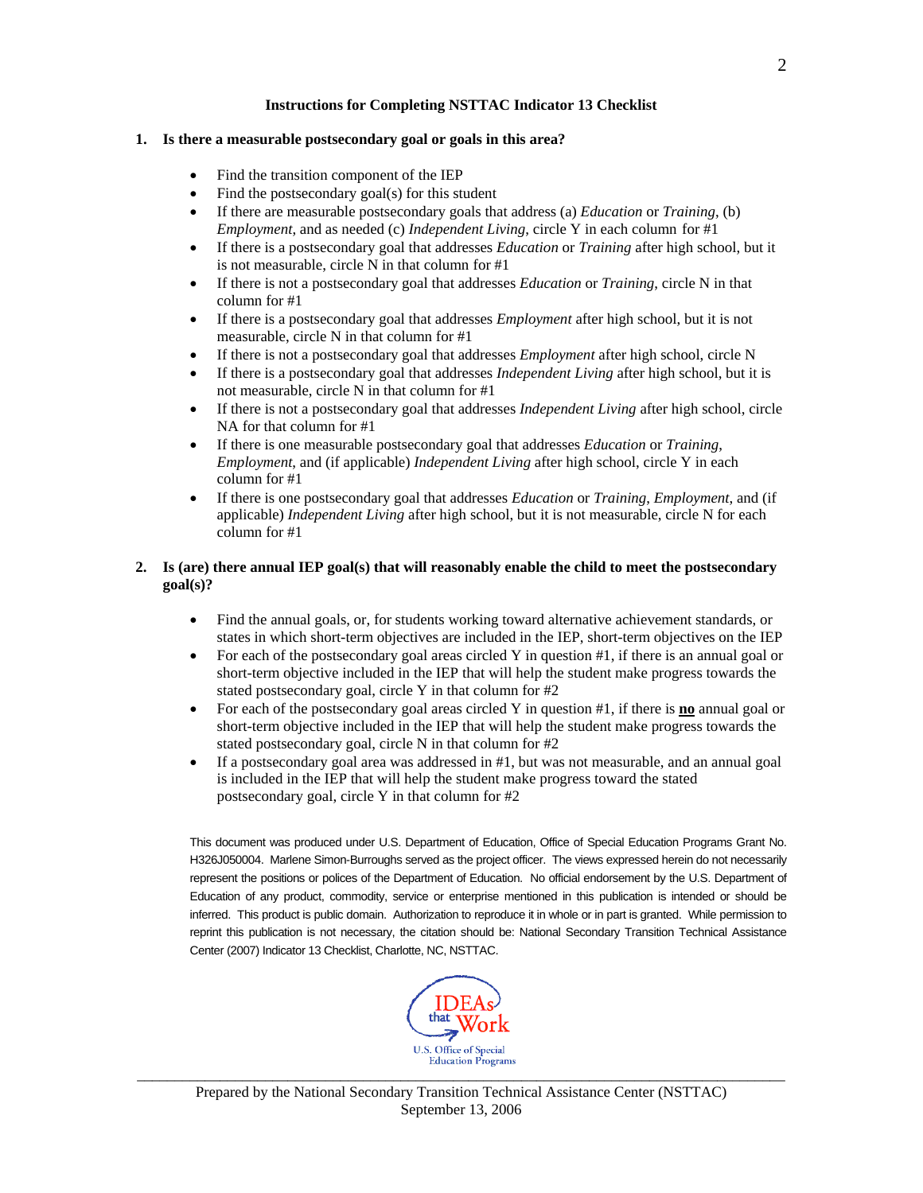## Instructions for Completing NSTTAC Indicator 13 Checklist

**1. Is there a measurable postsecondary goal or goals in this area?**

- Find the transition component of the IEP
- Find the postsecondary goal(s) for this student
- If there are measurable postsecondary goals that address (a) *Education* or *Training*, (b) *Employment*, and as needed (c) *Independent Living*, circle Y in each column for #1
- If there is a postsecondary goal that addresses *Education* or *Training* after high school, but it is not measurable, circle N in that column for #1
- If there is not a postsecondary goal that addresses *Education* or *Training*, circle N in that column for #1
- If there is a postsecondary goal that addresses *Employment* after high school, but it is not measurable, circle N in that column for #1
- If there is not a postsecondary goal that addresses *Employment* after high school, circle N
- If there is a postsecondary goal that addresses *Independent Living* after high school, but it is not measurable, circle N in that column for #1
- If there is not a postsecondary goal that addresses *Independent Living* after high school, circle NA for that column for #1
- If there is one measurable postsecondary goal that addresses *Education* or *Training*, *Employment*, and (if applicable) *Independent Living* after high school, circle Y in each column for #1
- If there is one postsecondary goal that addresses *Education* or *Training*, *Employment*, and (if applicable) *Independent Living* after high school, but it is not measurable, circle N for each column for #1

**2. Is (are) there annual IEP goal(s) that will reasonably enable the child to meet the postsecondary goal(s)?**

- Find the annual goals, or, for students working toward alternative achievement standards, or states in which short-term objectives are included in the IEP, short-term objectives on the IEP
- For each of the postsecondary goal areas circled Y in question #1, if there is an annual goal or short-term objective included in the IEP that will help the student make progress towards the stated postsecondary goal, circle Y in that column for #2
- For each of the postsecondary goal areas circled Y in question #1, if there is **no** annual goal or short-term objective included in the IEP that will help the student make progress towards the stated postsecondary goal, circle N in that column for #2
- If a postsecondary goal area was addressed in #1, but was not measurable, and an annual goal is included in the IEP that will help the student make progress toward the stated postsecondary goal, circle Y in that column for #2

This document was produced under U.S. Department of Education, Office of Special Education Programs Grant No. H326J050004. Marlene Simon-Burroughs served as the project officer. The views expressed herein do not necessarily represent the positions or polices of the Department of Education. No official endorsement by the U.S. Department of Education of any product, commodity, service or enterprise mentioned in this publication is intended or should be inferred. This product is public domain. Authorization to reproduce it in whole or in part is granted. While permission to reprint this publication is not necessary, the citation should be: National Secondary Transition Technical Assistance Center (2007) Indicator 13 Checklist, Charlotte, NC, NSTTAC.

IDEAs that Work
U.S. Office of Special Education Programs

Prepared by the National Secondary Transition Technical Assistance Center (NSTTAC)
September 13, 2006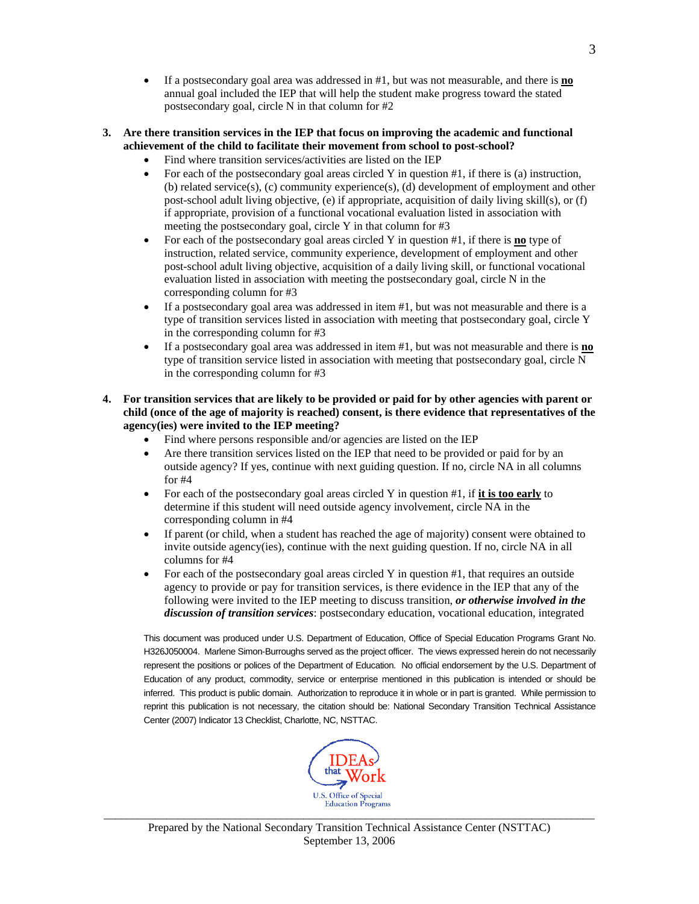- If a postsecondary goal area was addressed in #1, but was not measurable, and there is **no** annual goal included the IEP that will help the student make progress toward the stated postsecondary goal, circle N in that column for #2

**3. Are there transition services in the IEP that focus on improving the academic and functional achievement of the child to facilitate their movement from school to post-school?**

- Find where transition services/activities are listed on the IEP
- For each of the postsecondary goal areas circled Y in question #1, if there is (a) instruction, (b) related service(s), (c) community experience(s), (d) development of employment and other post-school adult living objective, (e) if appropriate, acquisition of daily living skill(s), or (f) if appropriate, provision of a functional vocational evaluation listed in association with meeting the postsecondary goal, circle Y in that column for #3
- For each of the postsecondary goal areas circled Y in question #1, if there is **no** type of instruction, related service, community experience, development of employment and other post-school adult living objective, acquisition of a daily living skill, or functional vocational evaluation listed in association with meeting the postsecondary goal, circle N in the corresponding column for #3
- If a postsecondary goal area was addressed in item #1, but was not measurable and there is a type of transition services listed in association with meeting that postsecondary goal, circle Y in the corresponding column for #3
- If a postsecondary goal area was addressed in item #1, but was not measurable and there is **no** type of transition service listed in association with meeting that postsecondary goal, circle N in the corresponding column for #3

**4. For transition services that are likely to be provided or paid for by other agencies with parent or child (once of the age of majority is reached) consent, is there evidence that representatives of the agency(ies) were invited to the IEP meeting?**

- Find where persons responsible and/or agencies are listed on the IEP
- Are there transition services listed on the IEP that need to be provided or paid for by an outside agency? If yes, continue with next guiding question. If no, circle NA in all columns for #4
- For each of the postsecondary goal areas circled Y in question #1, if **it is too early** to determine if this student will need outside agency involvement, circle NA in the corresponding column in #4
- If parent (or child, when a student has reached the age of majority) consent were obtained to invite outside agency(ies), continue with the next guiding question. If no, circle NA in all columns for #4
- For each of the postsecondary goal areas circled Y in question #1, that requires an outside agency to provide or pay for transition services, is there evidence in the IEP that any of the following were invited to the IEP meeting to discuss transition, ***or otherwise involved in the discussion of transition services***: postsecondary education, vocational education, integrated

This document was produced under U.S. Department of Education, Office of Special Education Programs Grant No. H326J050004. Marlene Simon-Burroughs served as the project officer. The views expressed herein do not necessarily represent the positions or polices of the Department of Education. No official endorsement by the U.S. Department of Education of any product, commodity, service or enterprise mentioned in this publication is intended or should be inferred. This product is public domain. Authorization to reproduce it in whole or in part is granted. While permission to reprint this publication is not necessary, the citation should be: National Secondary Transition Technical Assistance Center (2007) Indicator 13 Checklist, Charlotte, NC, NSTTAC.

IDEAs that Work
U.S. Office of Special Education Programs

Prepared by the National Secondary Transition Technical Assistance Center (NSTTAC)
September 13, 2006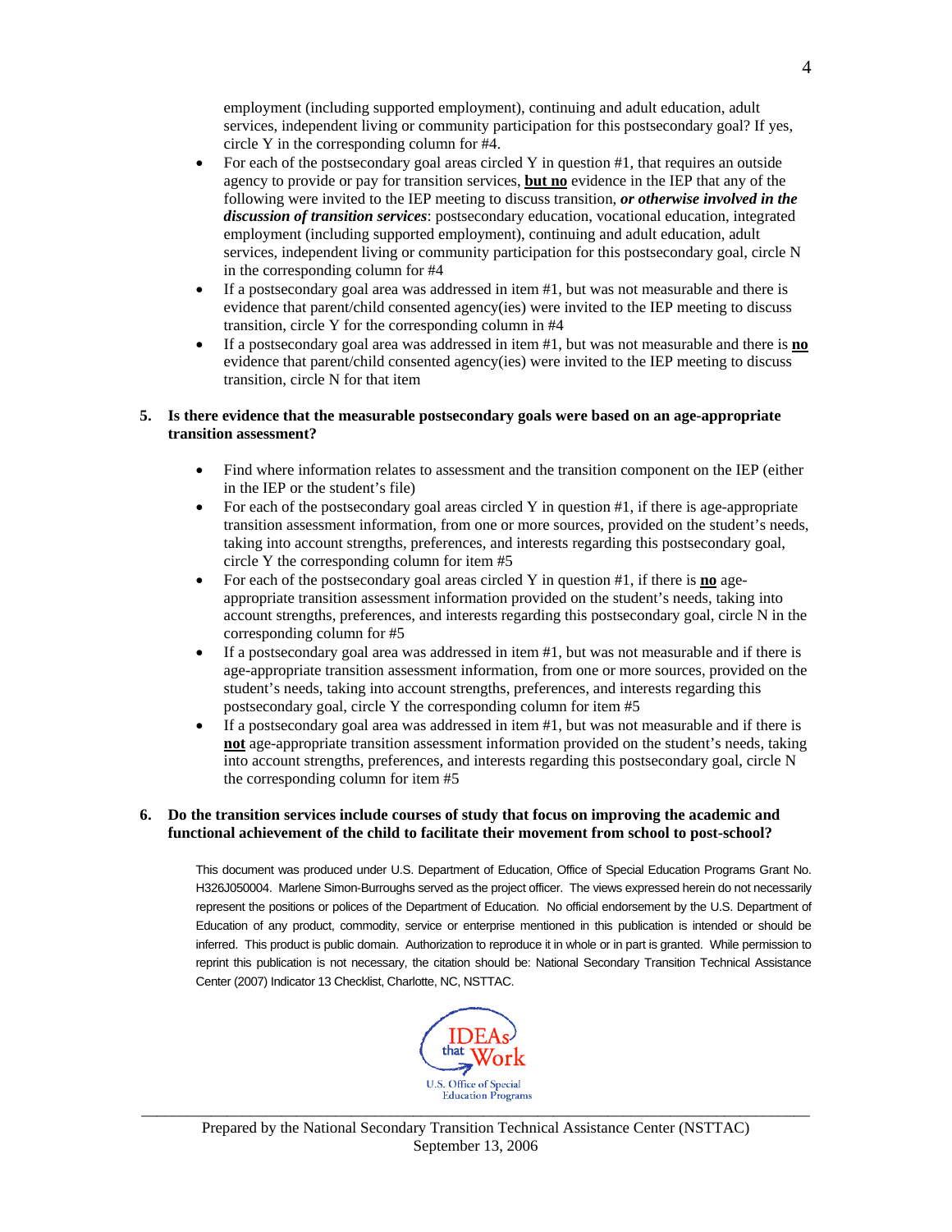employment (including supported employment), continuing and adult education, adult services, independent living or community participation for this postsecondary goal? If yes, circle Y in the corresponding column for #4.

- For each of the postsecondary goal areas circled Y in question #1, that requires an outside agency to provide or pay for transition services, **but no** evidence in the IEP that any of the following were invited to the IEP meeting to discuss transition, ***or otherwise involved in the discussion of transition services***: postsecondary education, vocational education, integrated employment (including supported employment), continuing and adult education, adult services, independent living or community participation for this postsecondary goal, circle N in the corresponding column for #4
- If a postsecondary goal area was addressed in item #1, but was not measurable and there is evidence that parent/child consented agency(ies) were invited to the IEP meeting to discuss transition, circle Y for the corresponding column in #4
- If a postsecondary goal area was addressed in item #1, but was not measurable and there is **no** evidence that parent/child consented agency(ies) were invited to the IEP meeting to discuss transition, circle N for that item

**5. Is there evidence that the measurable postsecondary goals were based on an age-appropriate transition assessment?**

- Find where information relates to assessment and the transition component on the IEP (either in the IEP or the student's file)
- For each of the postsecondary goal areas circled Y in question #1, if there is age-appropriate transition assessment information, from one or more sources, provided on the student's needs, taking into account strengths, preferences, and interests regarding this postsecondary goal, circle Y the corresponding column for item #5
- For each of the postsecondary goal areas circled Y in question #1, if there is **no** age-appropriate transition assessment information provided on the student's needs, taking into account strengths, preferences, and interests regarding this postsecondary goal, circle N in the corresponding column for #5
- If a postsecondary goal area was addressed in item #1, but was not measurable and if there is age-appropriate transition assessment information, from one or more sources, provided on the student's needs, taking into account strengths, preferences, and interests regarding this postsecondary goal, circle Y the corresponding column for item #5
- If a postsecondary goal area was addressed in item #1, but was not measurable and if there is **not** age-appropriate transition assessment information provided on the student's needs, taking into account strengths, preferences, and interests regarding this postsecondary goal, circle N the corresponding column for item #5

**6. Do the transition services include courses of study that focus on improving the academic and functional achievement of the child to facilitate their movement from school to post-school?**

This document was produced under U.S. Department of Education, Office of Special Education Programs Grant No. H326J050004. Marlene Simon-Burroughs served as the project officer. The views expressed herein do not necessarily represent the positions or polices of the Department of Education. No official endorsement by the U.S. Department of Education of any product, commodity, service or enterprise mentioned in this publication is intended or should be inferred. This product is public domain. Authorization to reproduce it in whole or in part is granted. While permission to reprint this publication is not necessary, the citation should be: National Secondary Transition Technical Assistance Center (2007) Indicator 13 Checklist, Charlotte, NC, NSTTAC.

IDEAs that Work
U.S. Office of Special Education Programs

Prepared by the National Secondary Transition Technical Assistance Center (NSTTAC)
September 13, 2006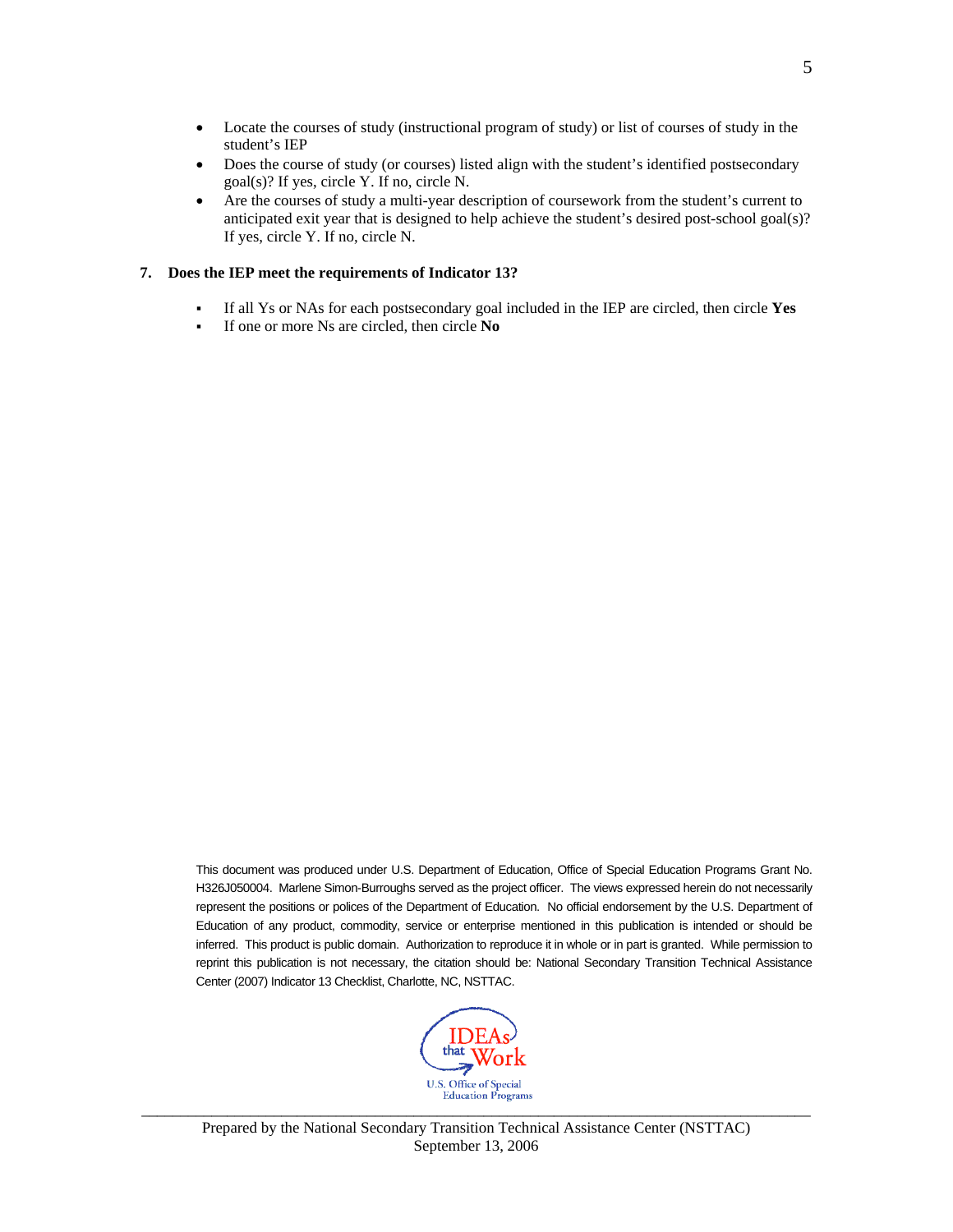- Locate the courses of study (instructional program of study) or list of courses of study in the student's IEP
- Does the course of study (or courses) listed align with the student's identified postsecondary goal(s)? If yes, circle Y. If no, circle N.
- Are the courses of study a multi-year description of coursework from the student's current to anticipated exit year that is designed to help achieve the student's desired post-school goal(s)? If yes, circle Y. If no, circle N.

**7. Does the IEP meet the requirements of Indicator 13?**

- If all Ys or NAs for each postsecondary goal included in the IEP are circled, then circle **Yes**
- If one or more Ns are circled, then circle **No**

This document was produced under U.S. Department of Education, Office of Special Education Programs Grant No. H326J050004. Marlene Simon-Burroughs served as the project officer. The views expressed herein do not necessarily represent the positions or polices of the Department of Education. No official endorsement by the U.S. Department of Education of any product, commodity, service or enterprise mentioned in this publication is intended or should be inferred. This product is public domain. Authorization to reproduce it in whole or in part is granted. While permission to reprint this publication is not necessary, the citation should be: National Secondary Transition Technical Assistance Center (2007) Indicator 13 Checklist, Charlotte, NC, NSTTAC.

IDEAs that Work
U.S. Office of Special Education Programs

Prepared by the National Secondary Transition Technical Assistance Center (NSTTAC)
September 13, 2006